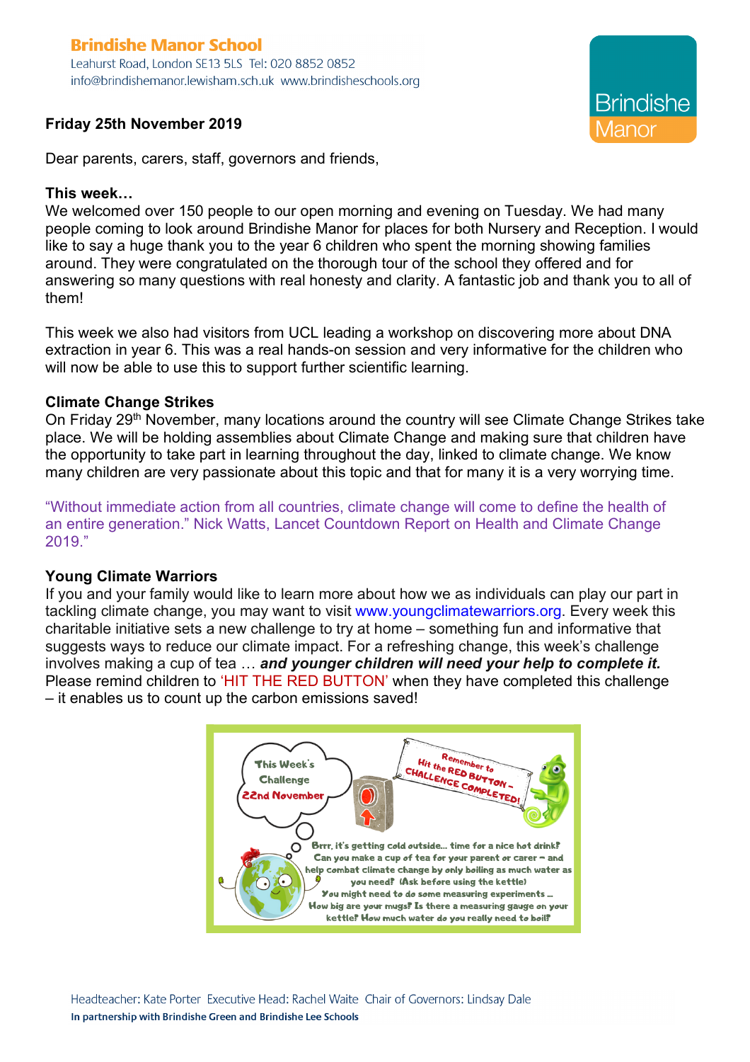**Brindishe Manor School**
Leahurst Road, London SE13 5LS Tel: 020 8852 0852
info@brindishemanor.lewisham.sch.uk www.brindisheschools.org

Brindishe Manor

**Friday 25th November 2019**

Dear parents, carers, staff, governors and friends,

**This week…**

We welcomed over 150 people to our open morning and evening on Tuesday. We had many people coming to look around Brindishe Manor for places for both Nursery and Reception. I would like to say a huge thank you to the year 6 children who spent the morning showing families around. They were congratulated on the thorough tour of the school they offered and for answering so many questions with real honesty and clarity. A fantastic job and thank you to all of them!

This week we also had visitors from UCL leading a workshop on discovering more about DNA extraction in year 6. This was a real hands-on session and very informative for the children who will now be able to use this to support further scientific learning.

**Climate Change Strikes**

On Friday 29th November, many locations around the country will see Climate Change Strikes take place. We will be holding assemblies about Climate Change and making sure that children have the opportunity to take part in learning throughout the day, linked to climate change. We know many children are very passionate about this topic and that for many it is a very worrying time.

"Without immediate action from all countries, climate change will come to define the health of an entire generation." Nick Watts, Lancet Countdown Report on Health and Climate Change 2019."

**Young Climate Warriors**

If you and your family would like to learn more about how we as individuals can play our part in tackling climate change, you may want to visit www.youngclimatewarriors.org. Every week this charitable initiative sets a new challenge to try at home – something fun and informative that suggests ways to reduce our climate impact. For a refreshing change, this week's challenge involves making a cup of tea … ***and younger children will need your help to complete it.*** Please remind children to 'HIT THE RED BUTTON' when they have completed this challenge – it enables us to count up the carbon emissions saved!

This Week's Challenge 22nd November

Remember to Hit the RED BUTTON – CHALLENGE COMPLETED!

Brrr, it's getting cold outside… time for a nice hot drink? Can you make a cup of tea for your parent or carer – and help combat climate change by only boiling as much water as you need? (Ask before using the kettle) You might need to do some measuring experiments … How big are your mugs? Is there a measuring gauge on your kettle? How much water do you really need to boil?

Headteacher: Kate Porter Executive Head: Rachel Waite Chair of Governors: Lindsay Dale
**In partnership with Brindishe Green and Brindishe Lee Schools**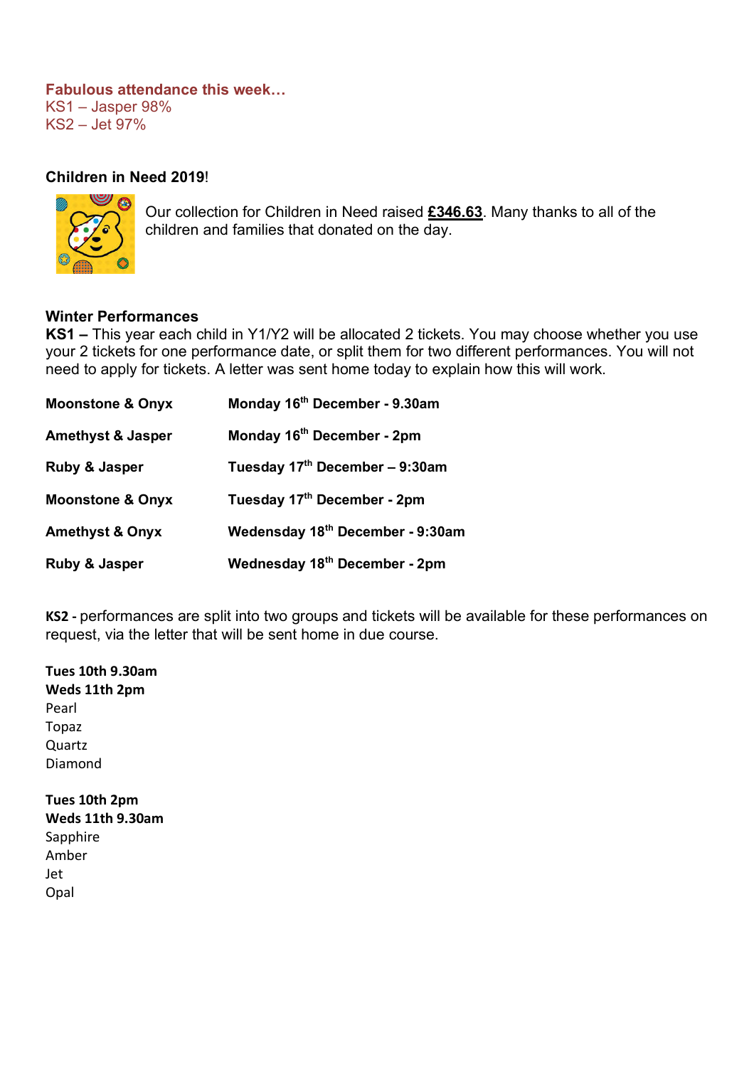**Fabulous attendance this week…**
KS1 – Jasper 98%
KS2 – Jet 97%

**Children in Need 2019**!

Our collection for Children in Need raised **£346.63**. Many thanks to all of the children and families that donated on the day.

**Winter Performances**

**KS1 –** This year each child in Y1/Y2 will be allocated 2 tickets. You may choose whether you use your 2 tickets for one performance date, or split them for two different performances. You will not need to apply for tickets. A letter was sent home today to explain how this will work.

| | |
|---|---|
| **Moonstone & Onyx** | **Monday 16th December - 9.30am** |
| **Amethyst & Jasper** | **Monday 16th December - 2pm** |
| **Ruby & Jasper** | **Tuesday 17th December – 9:30am** |
| **Moonstone & Onyx** | **Tuesday 17th December - 2pm** |
| **Amethyst & Onyx** | **Wedensday 18th December - 9:30am** |
| **Ruby & Jasper** | **Wednesday 18th December - 2pm** |

**KS2** - performances are split into two groups and tickets will be available for these performances on request, via the letter that will be sent home in due course.

**Tues 10th 9.30am**
**Weds 11th 2pm**
Pearl
Topaz
Quartz
Diamond

**Tues 10th 2pm**
**Weds 11th 9.30am**
Sapphire
Amber
Jet
Opal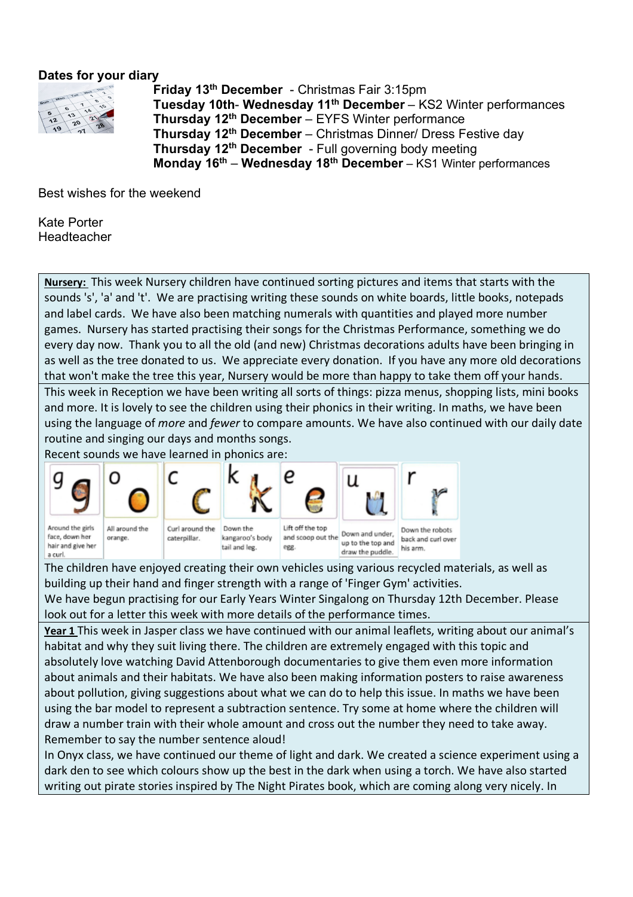**Dates for your diary**

**Friday 13th December** - Christmas Fair 3:15pm
**Tuesday 10th- Wednesday 11th December** – KS2 Winter performances
**Thursday 12th December** – EYFS Winter performance
**Thursday 12th December** – Christmas Dinner/ Dress Festive day
**Thursday 12th December** - Full governing body meeting
**Monday 16th – Wednesday 18th December** – KS1 Winter performances

Best wishes for the weekend

Kate Porter
Headteacher

**Nursery:** This week Nursery children have continued sorting pictures and items that starts with the sounds 's', 'a' and 't'. We are practising writing these sounds on white boards, little books, notepads and label cards. We have also been matching numerals with quantities and played more number games. Nursery has started practising their songs for the Christmas Performance, something we do every day now. Thank you to all the old (and new) Christmas decorations adults have been bringing in as well as the tree donated to us. We appreciate every donation. If you have any more old decorations that won't make the tree this year, Nursery would be more than happy to take them off your hands.

This week in Reception we have been writing all sorts of things: pizza menus, shopping lists, mini books and more. It is lovely to see the children using their phonics in their writing. In maths, we have been using the language of *more* and *fewer* to compare amounts. We have also continued with our daily date routine and singing our days and months songs.

Recent sounds we have learned in phonics are:

| g | o | c | k | e | u | r |
|---|---|---|---|---|---|---|
| Around the girls face, down her hair and give her a curl. | All around the orange. | Curl around the caterpillar. | Down the kangaroo's body tail and leg. | Lift off the top and scoop out the egg. | Down and under, up to the top and draw the puddle. | Down the robots back and curl over his arm. |

The children have enjoyed creating their own vehicles using various recycled materials, as well as building up their hand and finger strength with a range of 'Finger Gym' activities.

We have begun practising for our Early Years Winter Singalong on Thursday 12th December. Please look out for a letter this week with more details of the performance times.

**Year 1** This week in Jasper class we have continued with our animal leaflets, writing about our animal's habitat and why they suit living there. The children are extremely engaged with this topic and absolutely love watching David Attenborough documentaries to give them even more information about animals and their habitats. We have also been making information posters to raise awareness about pollution, giving suggestions about what we can do to help this issue. In maths we have been using the bar model to represent a subtraction sentence. Try some at home where the children will draw a number train with their whole amount and cross out the number they need to take away. Remember to say the number sentence aloud!

In Onyx class, we have continued our theme of light and dark. We created a science experiment using a dark den to see which colours show up the best in the dark when using a torch. We have also started writing out pirate stories inspired by The Night Pirates book, which are coming along very nicely. In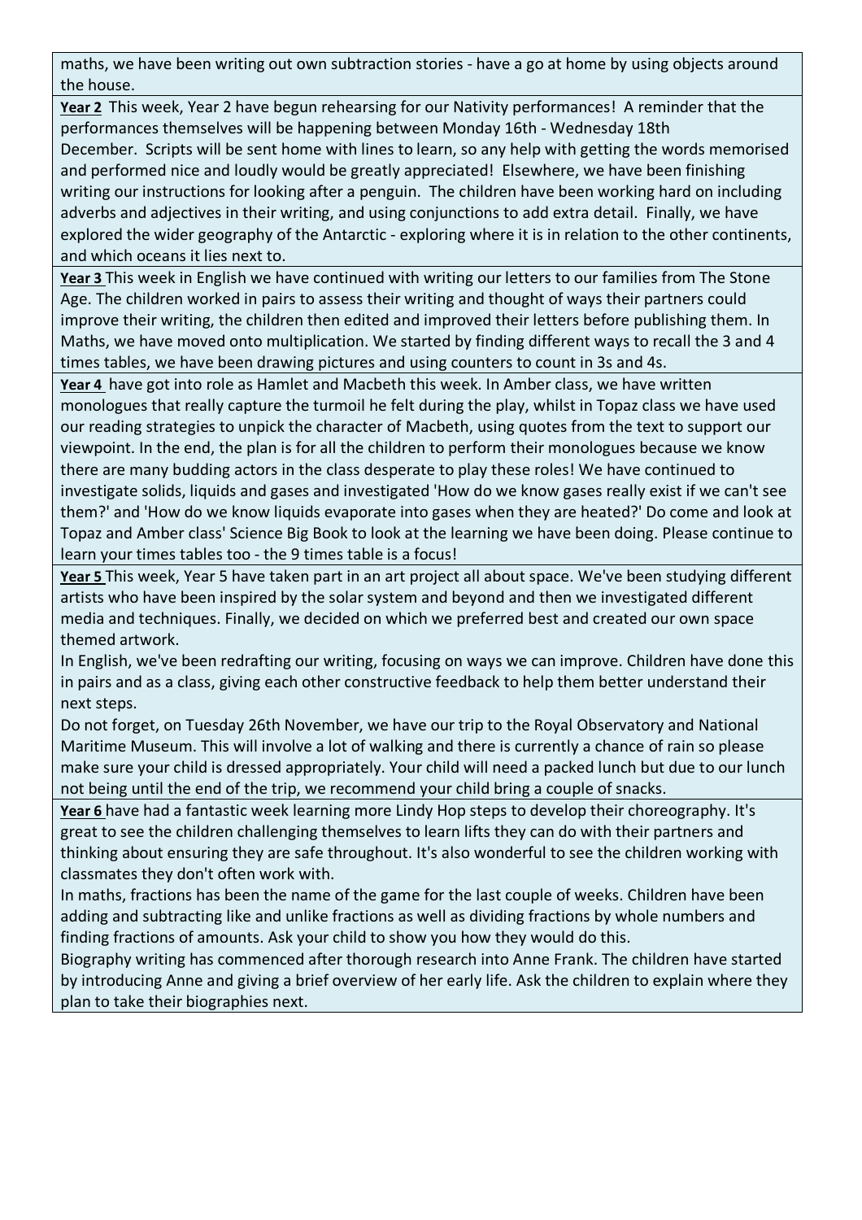maths, we have been writing out own subtraction stories - have a go at home by using objects around the house.

**Year 2** This week, Year 2 have begun rehearsing for our Nativity performances! A reminder that the performances themselves will be happening between Monday 16th - Wednesday 18th December. Scripts will be sent home with lines to learn, so any help with getting the words memorised and performed nice and loudly would be greatly appreciated! Elsewhere, we have been finishing writing our instructions for looking after a penguin. The children have been working hard on including adverbs and adjectives in their writing, and using conjunctions to add extra detail. Finally, we have explored the wider geography of the Antarctic - exploring where it is in relation to the other continents, and which oceans it lies next to.

**Year 3** This week in English we have continued with writing our letters to our families from The Stone Age. The children worked in pairs to assess their writing and thought of ways their partners could improve their writing, the children then edited and improved their letters before publishing them. In Maths, we have moved onto multiplication. We started by finding different ways to recall the 3 and 4 times tables, we have been drawing pictures and using counters to count in 3s and 4s.

**Year 4** have got into role as Hamlet and Macbeth this week. In Amber class, we have written monologues that really capture the turmoil he felt during the play, whilst in Topaz class we have used our reading strategies to unpick the character of Macbeth, using quotes from the text to support our viewpoint. In the end, the plan is for all the children to perform their monologues because we know there are many budding actors in the class desperate to play these roles! We have continued to investigate solids, liquids and gases and investigated 'How do we know gases really exist if we can't see them?' and 'How do we know liquids evaporate into gases when they are heated?' Do come and look at Topaz and Amber class' Science Big Book to look at the learning we have been doing. Please continue to learn your times tables too - the 9 times table is a focus!

**Year 5** This week, Year 5 have taken part in an art project all about space. We've been studying different artists who have been inspired by the solar system and beyond and then we investigated different media and techniques. Finally, we decided on which we preferred best and created our own space themed artwork.

In English, we've been redrafting our writing, focusing on ways we can improve. Children have done this in pairs and as a class, giving each other constructive feedback to help them better understand their next steps.

Do not forget, on Tuesday 26th November, we have our trip to the Royal Observatory and National Maritime Museum. This will involve a lot of walking and there is currently a chance of rain so please make sure your child is dressed appropriately. Your child will need a packed lunch but due to our lunch not being until the end of the trip, we recommend your child bring a couple of snacks.

**Year 6** have had a fantastic week learning more Lindy Hop steps to develop their choreography. It's great to see the children challenging themselves to learn lifts they can do with their partners and thinking about ensuring they are safe throughout. It's also wonderful to see the children working with classmates they don't often work with.

In maths, fractions has been the name of the game for the last couple of weeks. Children have been adding and subtracting like and unlike fractions as well as dividing fractions by whole numbers and finding fractions of amounts. Ask your child to show you how they would do this.

Biography writing has commenced after thorough research into Anne Frank. The children have started by introducing Anne and giving a brief overview of her early life. Ask the children to explain where they plan to take their biographies next.